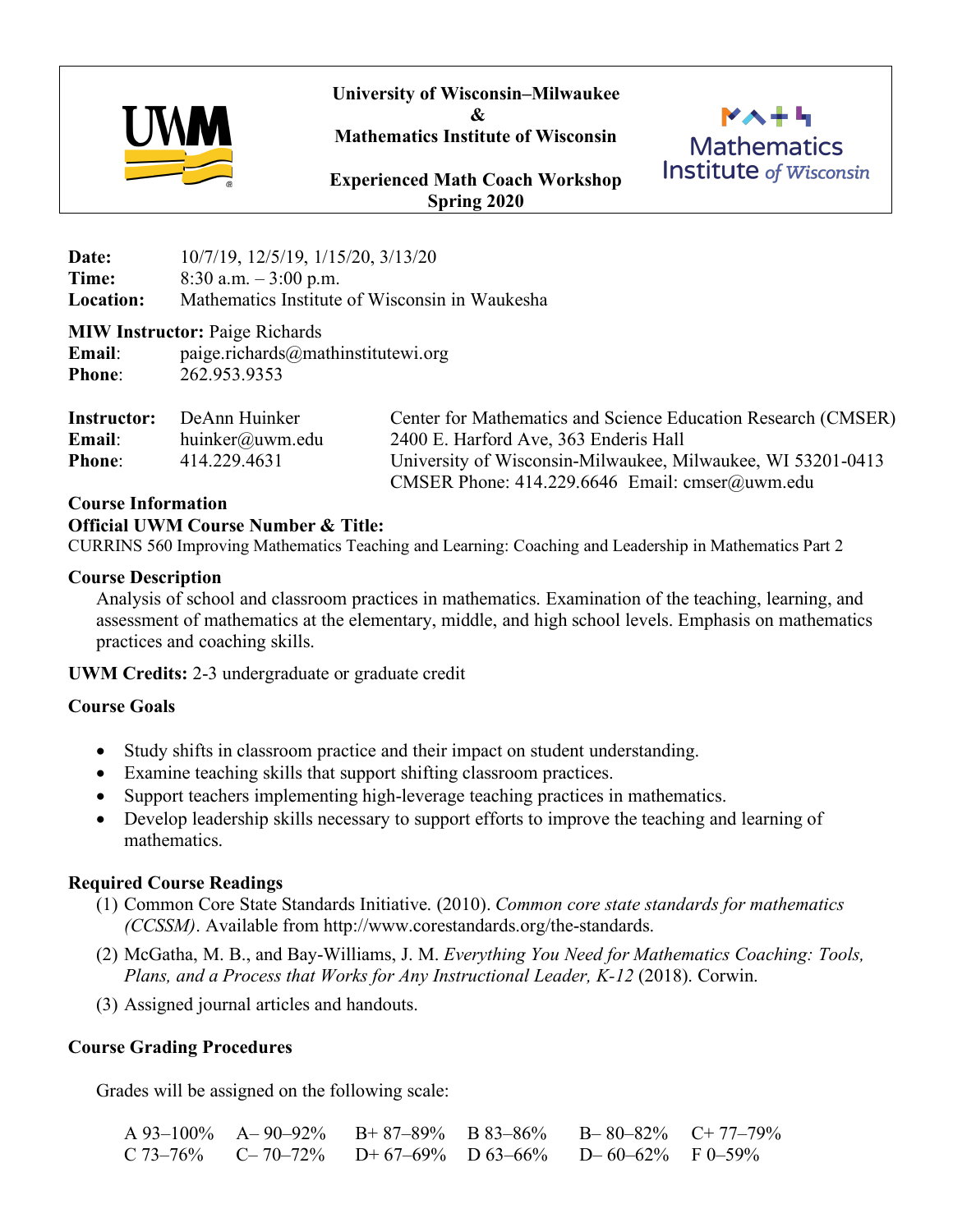**University of Wisconsin–Milwaukee**
**&**
**Mathematics Institute of Wisconsin**

**Experienced Math Coach Workshop**
**Spring 2020**

| | |
|---|---|
| **Date:** | 10/7/19, 12/5/19, 1/15/20, 3/13/20 |
| **Time:** | 8:30 a.m. – 3:00 p.m. |
| **Location:** | Mathematics Institute of Wisconsin in Waukesha |

**MIW Instructor:** Paige Richards
**Email**: paige.richards@mathinstitutewi.org
**Phone**: 262.953.9353

| | | |
|---|---|---|
| **Instructor:** | DeAnn Huinker | Center for Mathematics and Science Education Research (CMSER) |
| **Email**: | huinker@uwm.edu | 2400 E. Harford Ave, 363 Enderis Hall |
| **Phone**: | 414.229.4631 | University of Wisconsin-Milwaukee, Milwaukee, WI 53201-0413 |
| | | CMSER Phone: 414.229.6646 Email: cmser@uwm.edu |

**Course Information**

**Official UWM Course Number & Title:**

CURRINS 560 Improving Mathematics Teaching and Learning: Coaching and Leadership in Mathematics Part 2

**Course Description**

Analysis of school and classroom practices in mathematics. Examination of the teaching, learning, and assessment of mathematics at the elementary, middle, and high school levels. Emphasis on mathematics practices and coaching skills.

**UWM Credits:** 2-3 undergraduate or graduate credit

**Course Goals**

- Study shifts in classroom practice and their impact on student understanding.
- Examine teaching skills that support shifting classroom practices.
- Support teachers implementing high-leverage teaching practices in mathematics.
- Develop leadership skills necessary to support efforts to improve the teaching and learning of mathematics.

**Required Course Readings**

(1) Common Core State Standards Initiative. (2010). *Common core state standards for mathematics (CCSSM)*. Available from http://www.corestandards.org/the-standards.

(2) McGatha, M. B., and Bay-Williams, J. M. *Everything You Need for Mathematics Coaching: Tools, Plans, and a Process that Works for Any Instructional Leader, K-12* (2018). Corwin.

(3) Assigned journal articles and handouts.

**Course Grading Procedures**

Grades will be assigned on the following scale:

| | | | | | |
|---|---|---|---|---|---|
| A 93–100% | A– 90–92% | B+ 87–89% | B 83–86% | B– 80–82% | C+ 77–79% |
| C 73–76% | C– 70–72% | D+ 67–69% | D 63–66% | D– 60–62% | F 0–59% |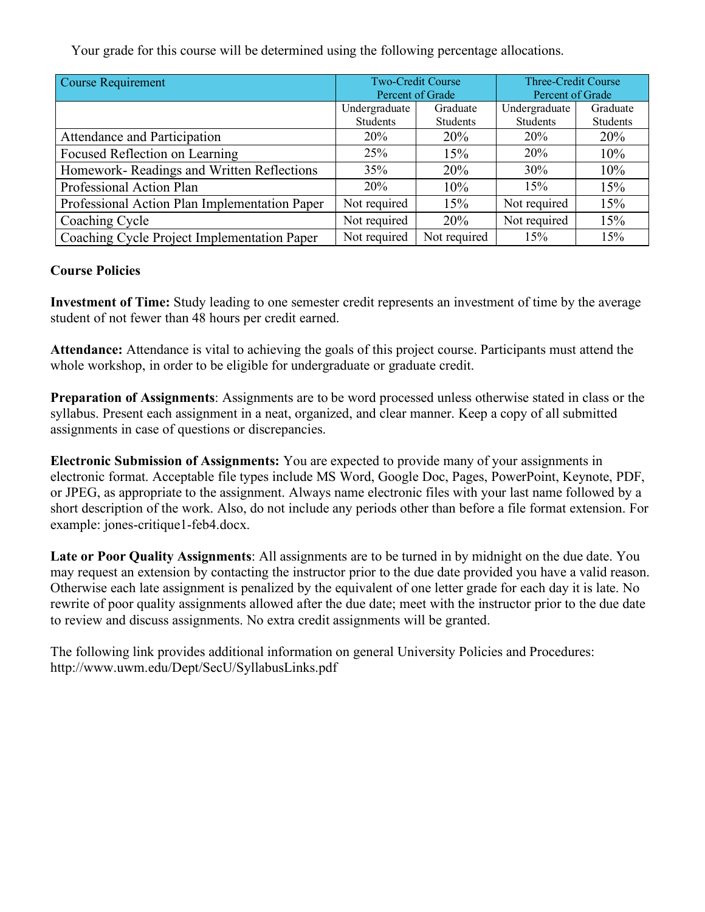Your grade for this course will be determined using the following percentage allocations.

| Course Requirement | Two-Credit Course Percent of Grade | | Three-Credit Course Percent of Grade | |
|---|---|---|---|---|
| | Undergraduate Students | Graduate Students | Undergraduate Students | Graduate Students |
| Attendance and Participation | 20% | 20% | 20% | 20% |
| Focused Reflection on Learning | 25% | 15% | 20% | 10% |
| Homework- Readings and Written Reflections | 35% | 20% | 30% | 10% |
| Professional Action Plan | 20% | 10% | 15% | 15% |
| Professional Action Plan Implementation Paper | Not required | 15% | Not required | 15% |
| Coaching Cycle | Not required | 20% | Not required | 15% |
| Coaching Cycle Project Implementation Paper | Not required | Not required | 15% | 15% |

**Course Policies**

**Investment of Time:** Study leading to one semester credit represents an investment of time by the average student of not fewer than 48 hours per credit earned.

**Attendance:** Attendance is vital to achieving the goals of this project course. Participants must attend the whole workshop, in order to be eligible for undergraduate or graduate credit.

**Preparation of Assignments**: Assignments are to be word processed unless otherwise stated in class or the syllabus. Present each assignment in a neat, organized, and clear manner. Keep a copy of all submitted assignments in case of questions or discrepancies.

**Electronic Submission of Assignments:** You are expected to provide many of your assignments in electronic format. Acceptable file types include MS Word, Google Doc, Pages, PowerPoint, Keynote, PDF, or JPEG, as appropriate to the assignment. Always name electronic files with your last name followed by a short description of the work. Also, do not include any periods other than before a file format extension. For example: jones-critique1-feb4.docx.

**Late or Poor Quality Assignments**: All assignments are to be turned in by midnight on the due date. You may request an extension by contacting the instructor prior to the due date provided you have a valid reason. Otherwise each late assignment is penalized by the equivalent of one letter grade for each day it is late. No rewrite of poor quality assignments allowed after the due date; meet with the instructor prior to the due date to review and discuss assignments. No extra credit assignments will be granted.

The following link provides additional information on general University Policies and Procedures: http://www.uwm.edu/Dept/SecU/SyllabusLinks.pdf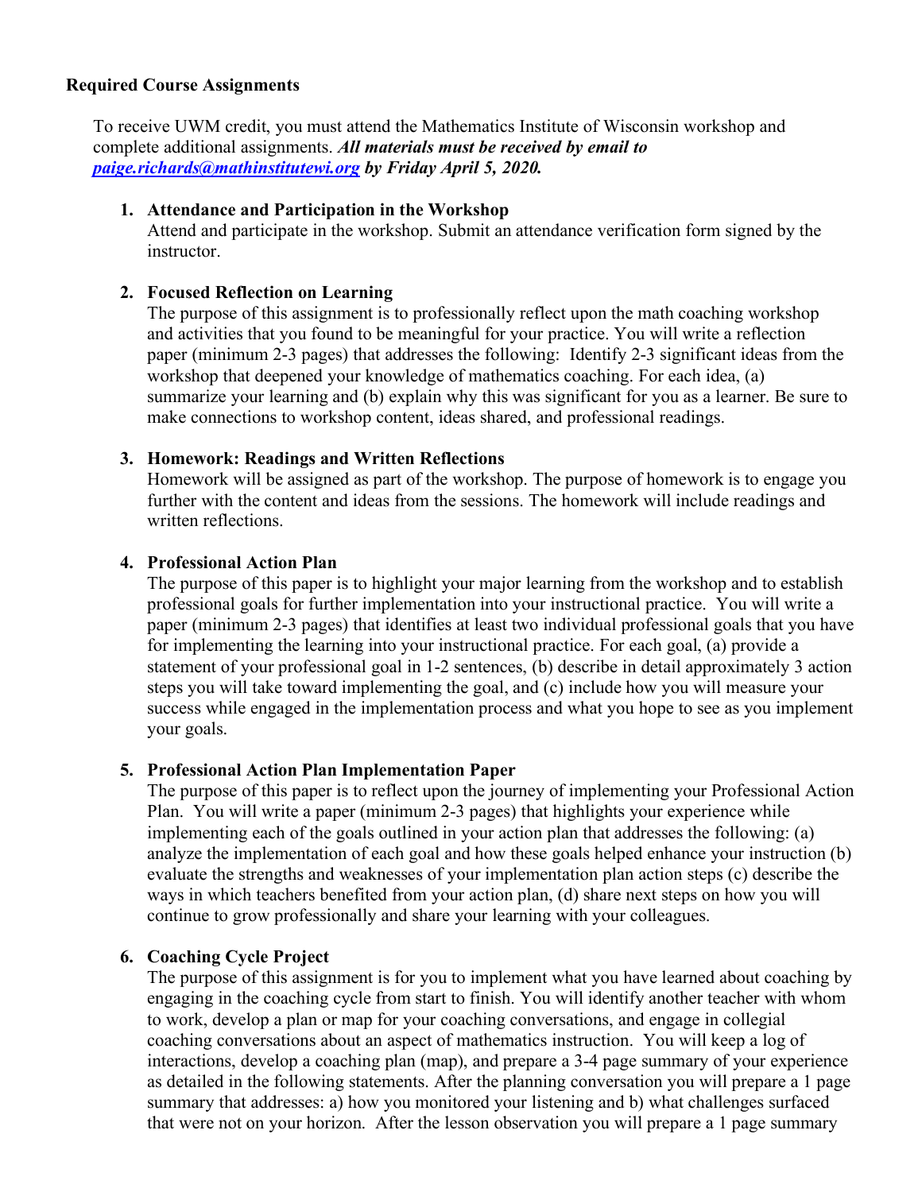**Required Course Assignments**

To receive UWM credit, you must attend the Mathematics Institute of Wisconsin workshop and complete additional assignments. ***All materials must be received by email to [paige.richards@mathinstitutewi.org](mailto:paige.richards@mathinstitutewi.org) by Friday April 5, 2020.***

1. **Attendance and Participation in the Workshop**
   Attend and participate in the workshop. Submit an attendance verification form signed by the instructor.

2. **Focused Reflection on Learning**
   The purpose of this assignment is to professionally reflect upon the math coaching workshop and activities that you found to be meaningful for your practice. You will write a reflection paper (minimum 2-3 pages) that addresses the following: Identify 2-3 significant ideas from the workshop that deepened your knowledge of mathematics coaching. For each idea, (a) summarize your learning and (b) explain why this was significant for you as a learner. Be sure to make connections to workshop content, ideas shared, and professional readings.

3. **Homework: Readings and Written Reflections**
   Homework will be assigned as part of the workshop. The purpose of homework is to engage you further with the content and ideas from the sessions. The homework will include readings and written reflections.

4. **Professional Action Plan**
   The purpose of this paper is to highlight your major learning from the workshop and to establish professional goals for further implementation into your instructional practice. You will write a paper (minimum 2-3 pages) that identifies at least two individual professional goals that you have for implementing the learning into your instructional practice. For each goal, (a) provide a statement of your professional goal in 1-2 sentences, (b) describe in detail approximately 3 action steps you will take toward implementing the goal, and (c) include how you will measure your success while engaged in the implementation process and what you hope to see as you implement your goals.

5. **Professional Action Plan Implementation Paper**
   The purpose of this paper is to reflect upon the journey of implementing your Professional Action Plan. You will write a paper (minimum 2-3 pages) that highlights your experience while implementing each of the goals outlined in your action plan that addresses the following: (a) analyze the implementation of each goal and how these goals helped enhance your instruction (b) evaluate the strengths and weaknesses of your implementation plan action steps (c) describe the ways in which teachers benefited from your action plan, (d) share next steps on how you will continue to grow professionally and share your learning with your colleagues.

6. **Coaching Cycle Project**
   The purpose of this assignment is for you to implement what you have learned about coaching by engaging in the coaching cycle from start to finish. You will identify another teacher with whom to work, develop a plan or map for your coaching conversations, and engage in collegial coaching conversations about an aspect of mathematics instruction. You will keep a log of interactions, develop a coaching plan (map), and prepare a 3-4 page summary of your experience as detailed in the following statements. After the planning conversation you will prepare a 1 page summary that addresses: a) how you monitored your listening and b) what challenges surfaced that were not on your horizon. After the lesson observation you will prepare a 1 page summary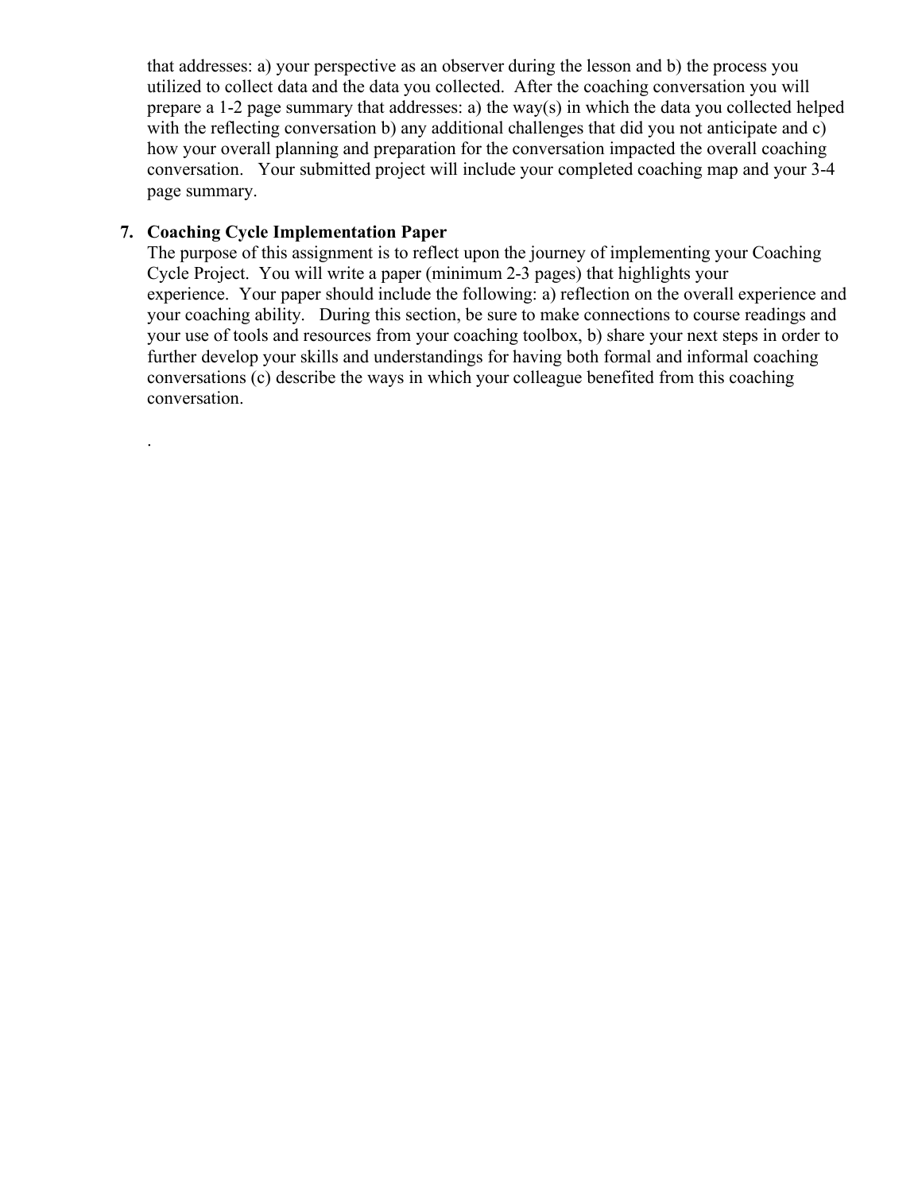that addresses: a) your perspective as an observer during the lesson and b) the process you utilized to collect data and the data you collected. After the coaching conversation you will prepare a 1-2 page summary that addresses: a) the way(s) in which the data you collected helped with the reflecting conversation b) any additional challenges that did you not anticipate and c) how your overall planning and preparation for the conversation impacted the overall coaching conversation. Your submitted project will include your completed coaching map and your 3-4 page summary.

7. **Coaching Cycle Implementation Paper**
   The purpose of this assignment is to reflect upon the journey of implementing your Coaching Cycle Project. You will write a paper (minimum 2-3 pages) that highlights your experience. Your paper should include the following: a) reflection on the overall experience and your coaching ability. During this section, be sure to make connections to course readings and your use of tools and resources from your coaching toolbox, b) share your next steps in order to further develop your skills and understandings for having both formal and informal coaching conversations (c) describe the ways in which your colleague benefited from this coaching conversation.

   .